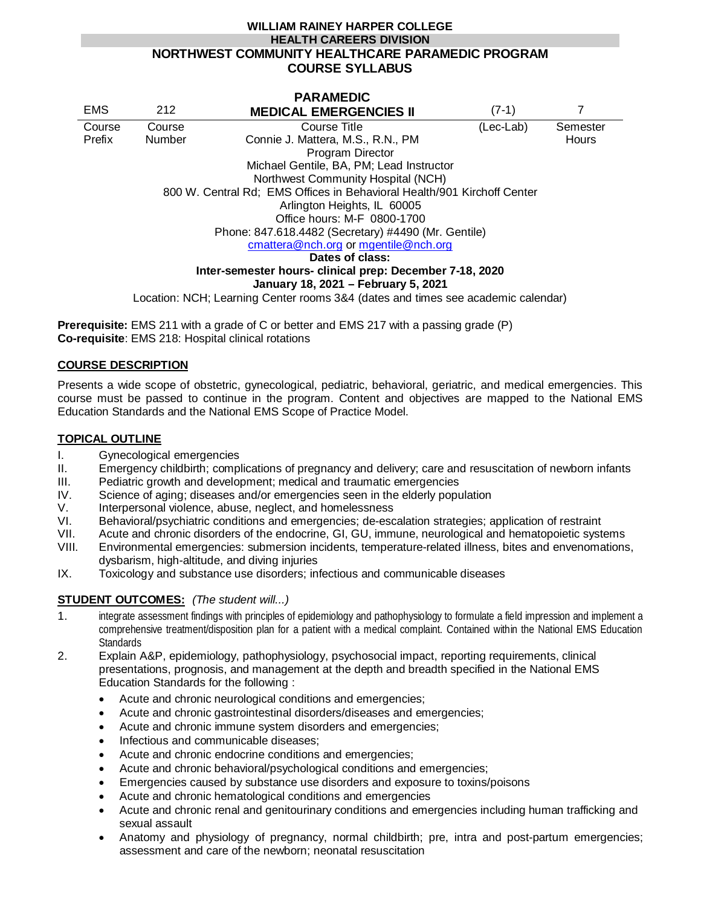**WILLIAM RAINEY HARPER COLLEGE**
**HEALTH CAREERS DIVISION**
**NORTHWEST COMMUNITY HEALTHCARE PARAMEDIC PROGRAM**
**COURSE SYLLABUS**

| EMS | 212 | **PARAMEDIC MEDICAL EMERGENCIES II** | (7-1) | 7 |
|---|---|---|---|---|
| Course Prefix | Course Number | Course Title | (Lec-Lab) | Semester Hours |

Connie J. Mattera, M.S., R.N., PM
Program Director
Michael Gentile, BA, PM; Lead Instructor
Northwest Community Hospital (NCH)
800 W. Central Rd; EMS Offices in Behavioral Health/901 Kirchoff Center
Arlington Heights, IL 60005
Office hours: M-F 0800-1700
Phone: 847.618.4482 (Secretary) #4490 (Mr. Gentile)
cmattera@nch.org or mgentile@nch.org

**Dates of class:**
**Inter-semester hours- clinical prep: December 7-18, 2020**
**January 18, 2021 – February 5, 2021**

Location: NCH; Learning Center rooms 3&4 (dates and times see academic calendar)

**Prerequisite:** EMS 211 with a grade of C or better and EMS 217 with a passing grade (P)
**Co-requisite**: EMS 218: Hospital clinical rotations

## COURSE DESCRIPTION

Presents a wide scope of obstetric, gynecological, pediatric, behavioral, geriatric, and medical emergencies. This course must be passed to continue in the program. Content and objectives are mapped to the National EMS Education Standards and the National EMS Scope of Practice Model.

## TOPICAL OUTLINE

I. Gynecological emergencies
II. Emergency childbirth; complications of pregnancy and delivery; care and resuscitation of newborn infants
III. Pediatric growth and development; medical and traumatic emergencies
IV. Science of aging; diseases and/or emergencies seen in the elderly population
V. Interpersonal violence, abuse, neglect, and homelessness
VI. Behavioral/psychiatric conditions and emergencies; de-escalation strategies; application of restraint
VII. Acute and chronic disorders of the endocrine, GI, GU, immune, neurological and hematopoietic systems
VIII. Environmental emergencies: submersion incidents, temperature-related illness, bites and envenomations, dysbarism, high-altitude, and diving injuries
IX. Toxicology and substance use disorders; infectious and communicable diseases

## STUDENT OUTCOMES: *(The student will...)*

1. integrate assessment findings with principles of epidemiology and pathophysiology to formulate a field impression and implement a comprehensive treatment/disposition plan for a patient with a medical complaint. Contained within the National EMS Education Standards
2. Explain A&P, epidemiology, pathophysiology, psychosocial impact, reporting requirements, clinical presentations, prognosis, and management at the depth and breadth specified in the National EMS Education Standards for the following :
   - Acute and chronic neurological conditions and emergencies;
   - Acute and chronic gastrointestinal disorders/diseases and emergencies;
   - Acute and chronic immune system disorders and emergencies;
   - Infectious and communicable diseases;
   - Acute and chronic endocrine conditions and emergencies;
   - Acute and chronic behavioral/psychological conditions and emergencies;
   - Emergencies caused by substance use disorders and exposure to toxins/poisons
   - Acute and chronic hematological conditions and emergencies
   - Acute and chronic renal and genitourinary conditions and emergencies including human trafficking and sexual assault
   - Anatomy and physiology of pregnancy, normal childbirth; pre, intra and post-partum emergencies; assessment and care of the newborn; neonatal resuscitation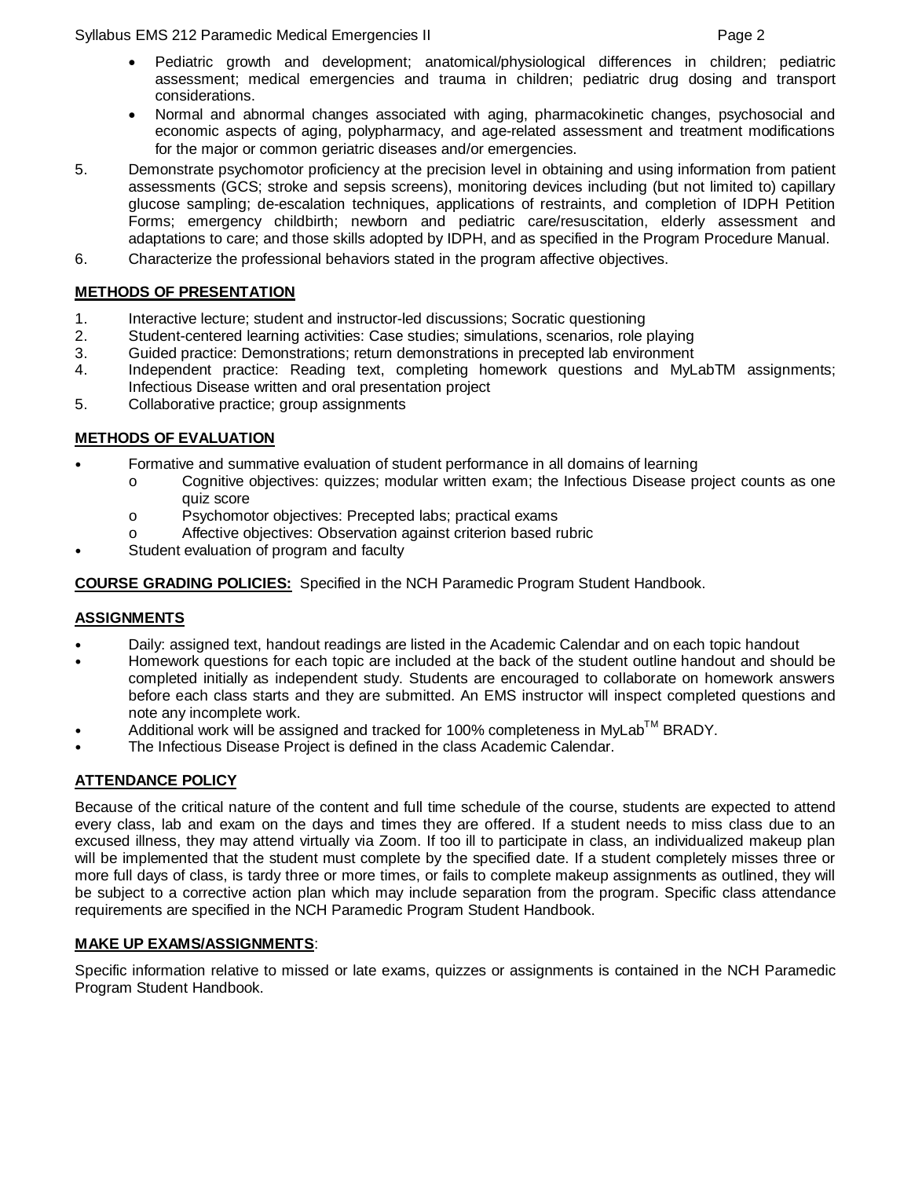- Pediatric growth and development; anatomical/physiological differences in children; pediatric assessment; medical emergencies and trauma in children; pediatric drug dosing and transport considerations.
- Normal and abnormal changes associated with aging, pharmacokinetic changes, psychosocial and economic aspects of aging, polypharmacy, and age-related assessment and treatment modifications for the major or common geriatric diseases and/or emergencies.

5. Demonstrate psychomotor proficiency at the precision level in obtaining and using information from patient assessments (GCS; stroke and sepsis screens), monitoring devices including (but not limited to) capillary glucose sampling; de-escalation techniques, applications of restraints, and completion of IDPH Petition Forms; emergency childbirth; newborn and pediatric care/resuscitation, elderly assessment and adaptations to care; and those skills adopted by IDPH, and as specified in the Program Procedure Manual.
6. Characterize the professional behaviors stated in the program affective objectives.

## METHODS OF PRESENTATION

1. Interactive lecture; student and instructor-led discussions; Socratic questioning
2. Student-centered learning activities: Case studies; simulations, scenarios, role playing
3. Guided practice: Demonstrations; return demonstrations in precepted lab environment
4. Independent practice: Reading text, completing homework questions and MyLabTM assignments; Infectious Disease written and oral presentation project
5. Collaborative practice; group assignments

## METHODS OF EVALUATION

- Formative and summative evaluation of student performance in all domains of learning
  - Cognitive objectives: quizzes; modular written exam; the Infectious Disease project counts as one quiz score
  - Psychomotor objectives: Precepted labs; practical exams
  - Affective objectives: Observation against criterion based rubric
- Student evaluation of program and faculty

**COURSE GRADING POLICIES:** Specified in the NCH Paramedic Program Student Handbook.

## ASSIGNMENTS

- Daily: assigned text, handout readings are listed in the Academic Calendar and on each topic handout
- Homework questions for each topic are included at the back of the student outline handout and should be completed initially as independent study. Students are encouraged to collaborate on homework answers before each class starts and they are submitted. An EMS instructor will inspect completed questions and note any incomplete work.
- Additional work will be assigned and tracked for 100% completeness in MyLab™ BRADY.
- The Infectious Disease Project is defined in the class Academic Calendar.

## ATTENDANCE POLICY

Because of the critical nature of the content and full time schedule of the course, students are expected to attend every class, lab and exam on the days and times they are offered. If a student needs to miss class due to an excused illness, they may attend virtually via Zoom. If too ill to participate in class, an individualized makeup plan will be implemented that the student must complete by the specified date. If a student completely misses three or more full days of class, is tardy three or more times, or fails to complete makeup assignments as outlined, they will be subject to a corrective action plan which may include separation from the program. Specific class attendance requirements are specified in the NCH Paramedic Program Student Handbook.

## MAKE UP EXAMS/ASSIGNMENTS:

Specific information relative to missed or late exams, quizzes or assignments is contained in the NCH Paramedic Program Student Handbook.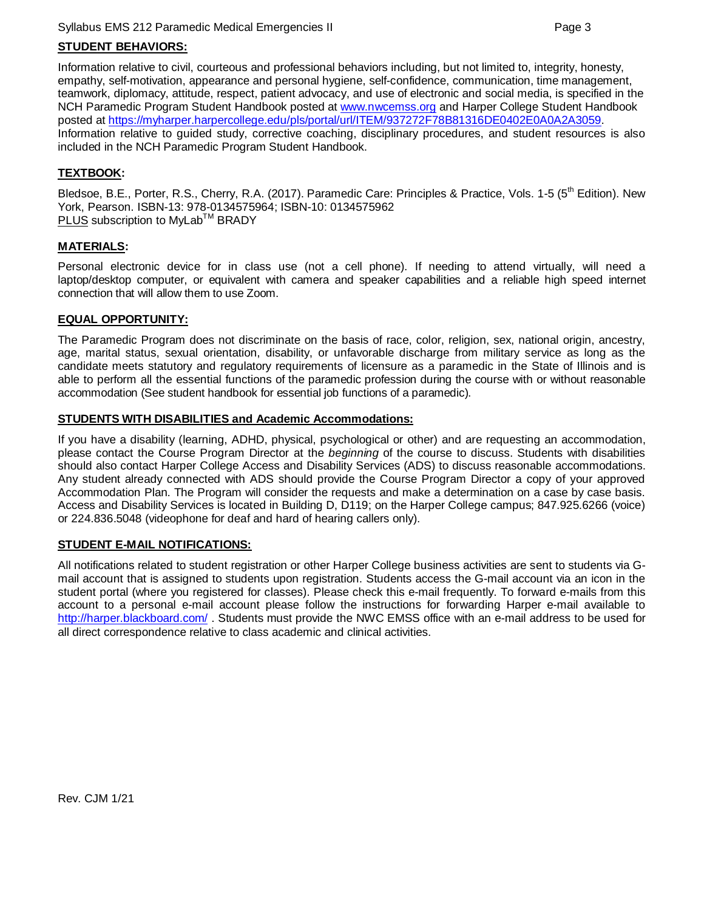## STUDENT BEHAVIORS:

Information relative to civil, courteous and professional behaviors including, but not limited to, integrity, honesty, empathy, self-motivation, appearance and personal hygiene, self-confidence, communication, time management, teamwork, diplomacy, attitude, respect, patient advocacy, and use of electronic and social media, is specified in the NCH Paramedic Program Student Handbook posted at www.nwcemss.org and Harper College Student Handbook posted at https://myharper.harpercollege.edu/pls/portal/url/ITEM/937272F78B81316DE0402E0A0A2A3059. Information relative to guided study, corrective coaching, disciplinary procedures, and student resources is also included in the NCH Paramedic Program Student Handbook.

## TEXTBOOK:

Bledsoe, B.E., Porter, R.S., Cherry, R.A. (2017). Paramedic Care: Principles & Practice, Vols. 1-5 (5th Edition). New York, Pearson. ISBN-13: 978-0134575964; ISBN-10: 0134575962
PLUS subscription to MyLab™ BRADY

## MATERIALS:

Personal electronic device for in class use (not a cell phone). If needing to attend virtually, will need a laptop/desktop computer, or equivalent with camera and speaker capabilities and a reliable high speed internet connection that will allow them to use Zoom.

## EQUAL OPPORTUNITY:

The Paramedic Program does not discriminate on the basis of race, color, religion, sex, national origin, ancestry, age, marital status, sexual orientation, disability, or unfavorable discharge from military service as long as the candidate meets statutory and regulatory requirements of licensure as a paramedic in the State of Illinois and is able to perform all the essential functions of the paramedic profession during the course with or without reasonable accommodation (See student handbook for essential job functions of a paramedic).

## STUDENTS WITH DISABILITIES and Academic Accommodations:

If you have a disability (learning, ADHD, physical, psychological or other) and are requesting an accommodation, please contact the Course Program Director at the *beginning* of the course to discuss. Students with disabilities should also contact Harper College Access and Disability Services (ADS) to discuss reasonable accommodations. Any student already connected with ADS should provide the Course Program Director a copy of your approved Accommodation Plan. The Program will consider the requests and make a determination on a case by case basis. Access and Disability Services is located in Building D, D119; on the Harper College campus; 847.925.6266 (voice) or 224.836.5048 (videophone for deaf and hard of hearing callers only).

## STUDENT E-MAIL NOTIFICATIONS:

All notifications related to student registration or other Harper College business activities are sent to students via G-mail account that is assigned to students upon registration. Students access the G-mail account via an icon in the student portal (where you registered for classes). Please check this e-mail frequently. To forward e-mails from this account to a personal e-mail account please follow the instructions for forwarding Harper e-mail available to http://harper.blackboard.com/ . Students must provide the NWC EMSS office with an e-mail address to be used for all direct correspondence relative to class academic and clinical activities.

Rev. CJM 1/21